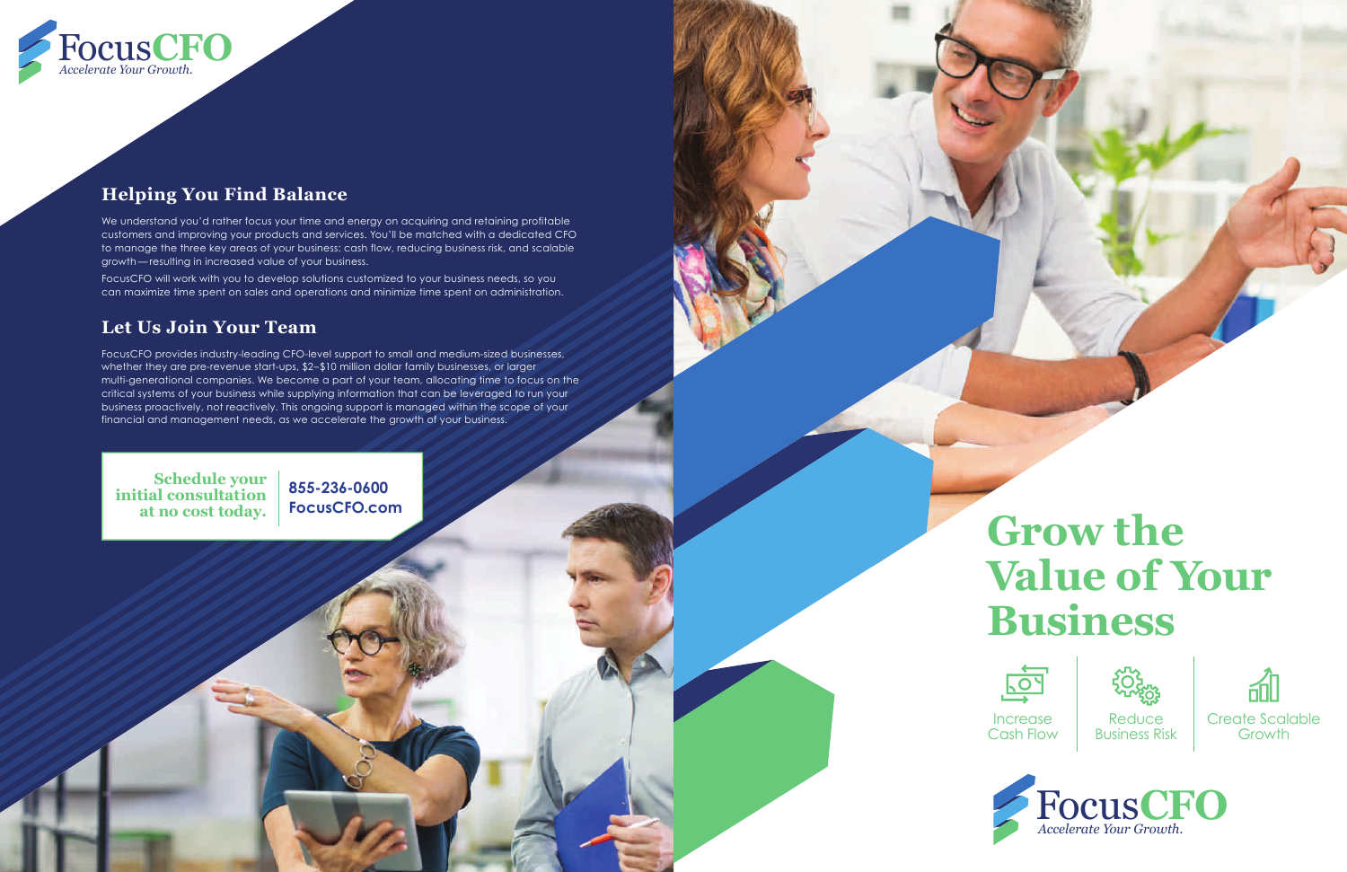FocusCFO
*Accelerate Your Growth.*

## Helping You Find Balance

We understand you'd rather focus your time and energy on acquiring and retaining profitable customers and improving your products and services. You'll be matched with a dedicated CFO to manage the three key areas of your business: cash flow, reducing business risk, and scalable growth—resulting in increased value of your business.

FocusCFO will work with you to develop solutions customized to your business needs, so you can maximize time spent on sales and operations and minimize time spent on administration.

## Let Us Join Your Team

FocusCFO provides industry-leading CFO-level support to small and medium-sized businesses, whether they are pre-revenue start-ups, $2–$10 million dollar family businesses, or larger multi-generational companies. We become a part of your team, allocating time to focus on the critical systems of your business while supplying information that can be leveraged to run your business proactively, not reactively. This ongoing support is managed within the scope of your financial and management needs, as we accelerate the growth of your business.

**Schedule your initial consultation at no cost today.**

**855-236-0600**
**FocusCFO.com**

# Grow the Value of Your Business

Increase Cash Flow | Reduce Business Risk | Create Scalable Growth

FocusCFO
*Accelerate Your Growth.*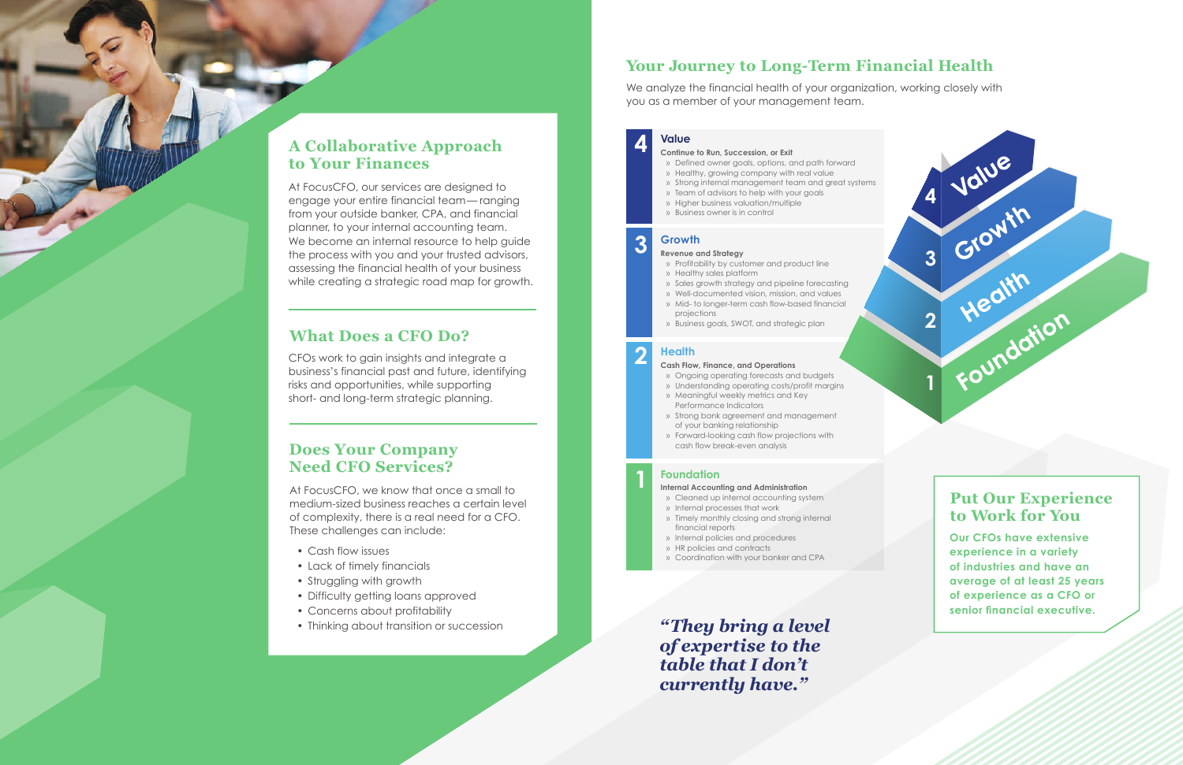## A Collaborative Approach to Your Finances

At FocusCFO, our services are designed to engage your entire financial team—ranging from your outside banker, CPA, and financial planner, to your internal accounting team. We become an internal resource to help guide the process with you and your trusted advisors, assessing the financial health of your business while creating a strategic road map for growth.

## What Does a CFO Do?

CFOs work to gain insights and integrate a business's financial past and future, identifying risks and opportunities, while supporting short- and long-term strategic planning.

## Does Your Company Need CFO Services?

At FocusCFO, we know that once a small to medium-sized business reaches a certain level of complexity, there is a real need for a CFO. These challenges can include:

- Cash flow issues
- Lack of timely financials
- Struggling with growth
- Difficulty getting loans approved
- Concerns about profitability
- Thinking about transition or succession

## Your Journey to Long-Term Financial Health

We analyze the financial health of your organization, working closely with you as a member of your management team.

### 4 Value

**Continue to Run, Succession, or Exit**

- Defined owner goals, options, and path forward
- Healthy, growing company with real value
- Strong internal management team and great systems
- Team of advisors to help with your goals
- Higher business valuation/multiple
- Business owner is in control

### 3 Growth

**Revenue and Strategy**

- Profitability by customer and product line
- Healthy sales platform
- Sales growth strategy and pipeline forecasting
- Well-documented vision, mission, and values
- Mid- to longer-term cash flow-based financial projections
- Business goals, SWOT, and strategic plan

### 2 Health

**Cash Flow, Finance, and Operations**

- Ongoing operating forecasts and budgets
- Understanding operating costs/profit margins
- Meaningful weekly metrics and Key Performance Indicators
- Strong bank agreement and management of your banking relationship
- Forward-looking cash flow projections with cash flow break-even analysis

### 1 Foundation

**Internal Accounting and Administration**

- Cleaned up internal accounting system
- Internal processes that work
- Timely monthly closing and strong internal financial reports
- Internal policies and procedures
- HR policies and contracts
- Coordination with your banker and CPA

4 Value
3 Growth
2 Health
1 Foundation

## Put Our Experience to Work for You

**Our CFOs have extensive experience in a variety of industries and have an average of at least 25 years of experience as a CFO or senior financial executive.**

***"They bring a level of expertise to the table that I don't currently have."***